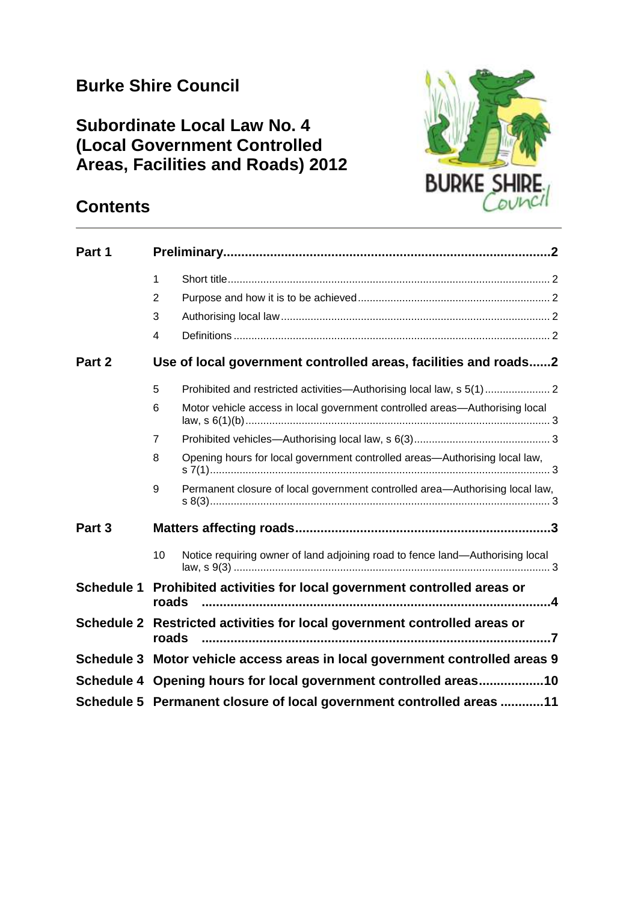# Burke Shire Council

## Subordinate Local Law No. 4 (Local Government Controlled Areas, Facilities and Roads) 2012

## Contents

| | | | |
|---|---|---|---|
| **Part 1** | **Preliminary** | | **2** |
| | 1 | Short title | 2 |
| | 2 | Purpose and how it is to be achieved | 2 |
| | 3 | Authorising local law | 2 |
| | 4 | Definitions | 2 |
| **Part 2** | **Use of local government controlled areas, facilities and roads** | | **2** |
| | 5 | Prohibited and restricted activities—Authorising local law, s 5(1) | 2 |
| | 6 | Motor vehicle access in local government controlled areas—Authorising local law, s 6(1)(b) | 3 |
| | 7 | Prohibited vehicles—Authorising local law, s 6(3) | 3 |
| | 8 | Opening hours for local government controlled areas—Authorising local law, s 7(1) | 3 |
| | 9 | Permanent closure of local government controlled area—Authorising local law, s 8(3) | 3 |
| **Part 3** | **Matters affecting roads** | | **3** |
| | 10 | Notice requiring owner of land adjoining road to fence land—Authorising local law, s 9(3) | 3 |
| **Schedule 1** | **Prohibited activities for local government controlled areas or roads** | | **4** |
| **Schedule 2** | **Restricted activities for local government controlled areas or roads** | | **7** |
| **Schedule 3** | **Motor vehicle access areas in local government controlled areas** | | **9** |
| **Schedule 4** | **Opening hours for local government controlled areas** | | **10** |
| **Schedule 5** | **Permanent closure of local government controlled areas** | | **11** |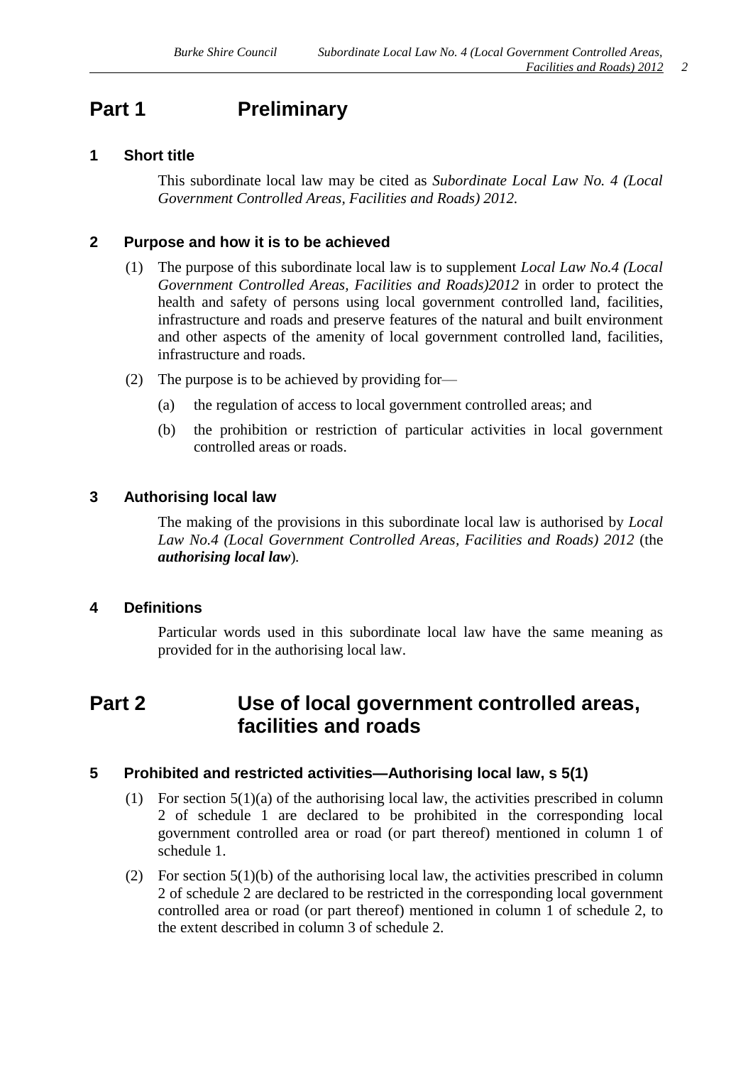# Part 1 Preliminary

### 1 Short title

This subordinate local law may be cited as *Subordinate Local Law No. 4 (Local Government Controlled Areas, Facilities and Roads) 2012.*

### 2 Purpose and how it is to be achieved

(1) The purpose of this subordinate local law is to supplement *Local Law No.4 (Local Government Controlled Areas, Facilities and Roads)2012* in order to protect the health and safety of persons using local government controlled land, facilities, infrastructure and roads and preserve features of the natural and built environment and other aspects of the amenity of local government controlled land, facilities, infrastructure and roads.

(2) The purpose is to be achieved by providing for—

  (a) the regulation of access to local government controlled areas; and

  (b) the prohibition or restriction of particular activities in local government controlled areas or roads.

### 3 Authorising local law

The making of the provisions in this subordinate local law is authorised by *Local Law No.4 (Local Government Controlled Areas, Facilities and Roads) 2012* (the ***authorising local law***).

### 4 Definitions

Particular words used in this subordinate local law have the same meaning as provided for in the authorising local law.

# Part 2 Use of local government controlled areas, facilities and roads

### 5 Prohibited and restricted activities—Authorising local law, s 5(1)

(1) For section 5(1)(a) of the authorising local law, the activities prescribed in column 2 of schedule 1 are declared to be prohibited in the corresponding local government controlled area or road (or part thereof) mentioned in column 1 of schedule 1.

(2) For section 5(1)(b) of the authorising local law, the activities prescribed in column 2 of schedule 2 are declared to be restricted in the corresponding local government controlled area or road (or part thereof) mentioned in column 1 of schedule 2, to the extent described in column 3 of schedule 2.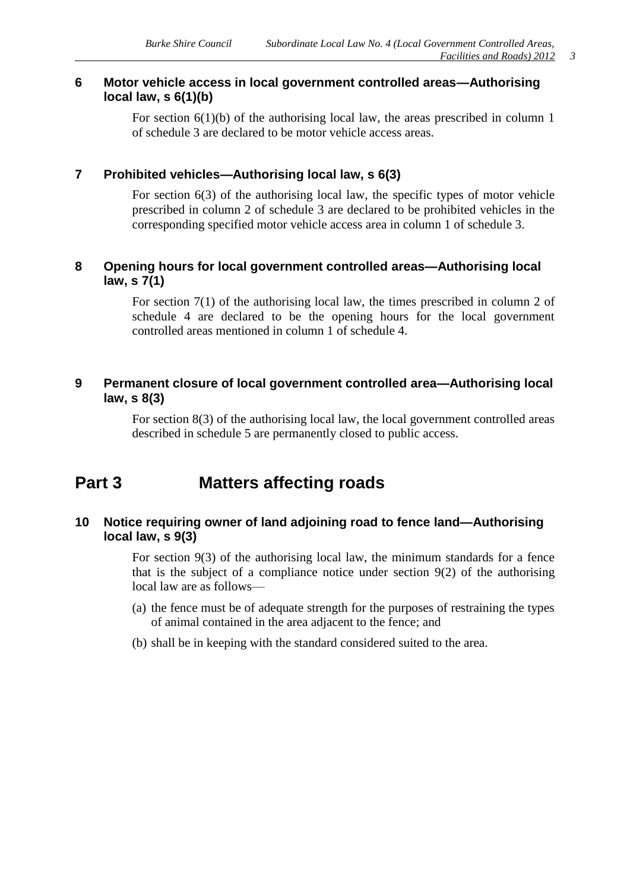### 6 Motor vehicle access in local government controlled areas—Authorising local law, s 6(1)(b)

For section 6(1)(b) of the authorising local law, the areas prescribed in column 1 of schedule 3 are declared to be motor vehicle access areas.

### 7 Prohibited vehicles—Authorising local law, s 6(3)

For section 6(3) of the authorising local law, the specific types of motor vehicle prescribed in column 2 of schedule 3 are declared to be prohibited vehicles in the corresponding specified motor vehicle access area in column 1 of schedule 3.

### 8 Opening hours for local government controlled areas—Authorising local law, s 7(1)

For section 7(1) of the authorising local law, the times prescribed in column 2 of schedule 4 are declared to be the opening hours for the local government controlled areas mentioned in column 1 of schedule 4.

### 9 Permanent closure of local government controlled area—Authorising local law, s 8(3)

For section 8(3) of the authorising local law, the local government controlled areas described in schedule 5 are permanently closed to public access.

## Part 3 Matters affecting roads

### 10 Notice requiring owner of land adjoining road to fence land—Authorising local law, s 9(3)

For section 9(3) of the authorising local law, the minimum standards for a fence that is the subject of a compliance notice under section 9(2) of the authorising local law are as follows—

(a) the fence must be of adequate strength for the purposes of restraining the types of animal contained in the area adjacent to the fence; and

(b) shall be in keeping with the standard considered suited to the area.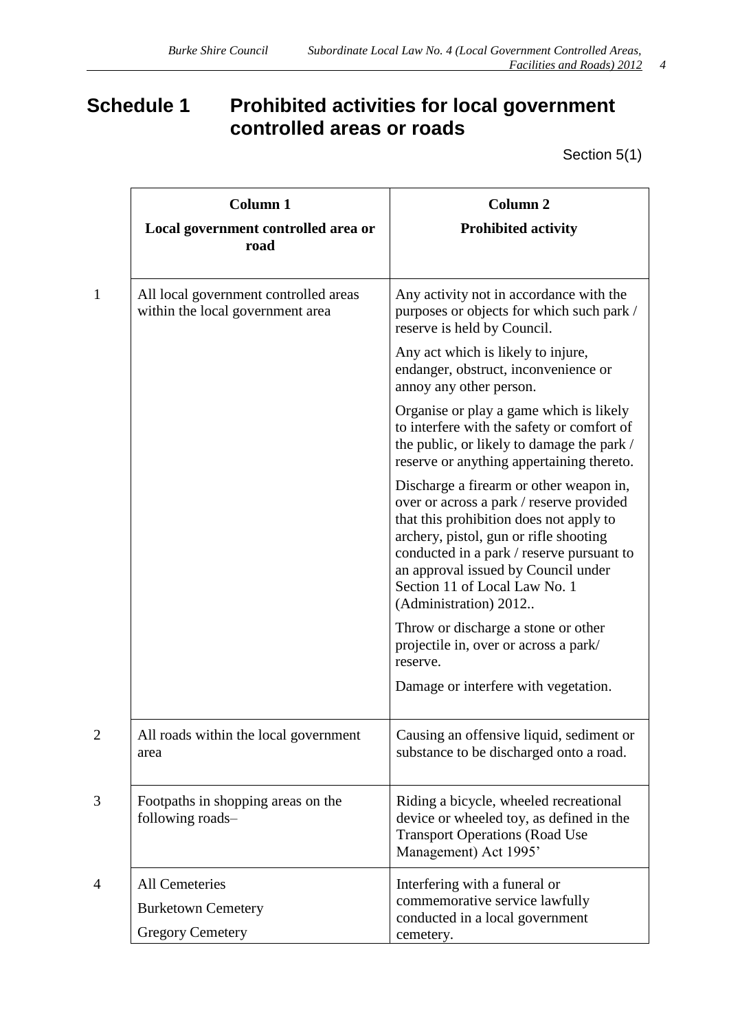# Schedule 1 Prohibited activities for local government controlled areas or roads

Section 5(1)

| | Column 1<br>Local government controlled area or road | Column 2<br>Prohibited activity |
|---|---|---|
| 1 | All local government controlled areas within the local government area | Any activity not in accordance with the purposes or objects for which such park / reserve is held by Council.<br><br>Any act which is likely to injure, endanger, obstruct, inconvenience or annoy any other person.<br><br>Organise or play a game which is likely to interfere with the safety or comfort of the public, or likely to damage the park / reserve or anything appertaining thereto.<br><br>Discharge a firearm or other weapon in, over or across a park / reserve provided that this prohibition does not apply to archery, pistol, gun or rifle shooting conducted in a park / reserve pursuant to an approval issued by Council under Section 11 of Local Law No. 1 (Administration) 2012..<br><br>Throw or discharge a stone or other projectile in, over or across a park/ reserve.<br><br>Damage or interfere with vegetation. |
| 2 | All roads within the local government area | Causing an offensive liquid, sediment or substance to be discharged onto a road. |
| 3 | Footpaths in shopping areas on the following roads– | Riding a bicycle, wheeled recreational device or wheeled toy, as defined in the Transport Operations (Road Use Management) Act 1995' |
| 4 | All Cemeteries<br>Burketown Cemetery<br>Gregory Cemetery | Interfering with a funeral or commemorative service lawfully conducted in a local government cemetery. |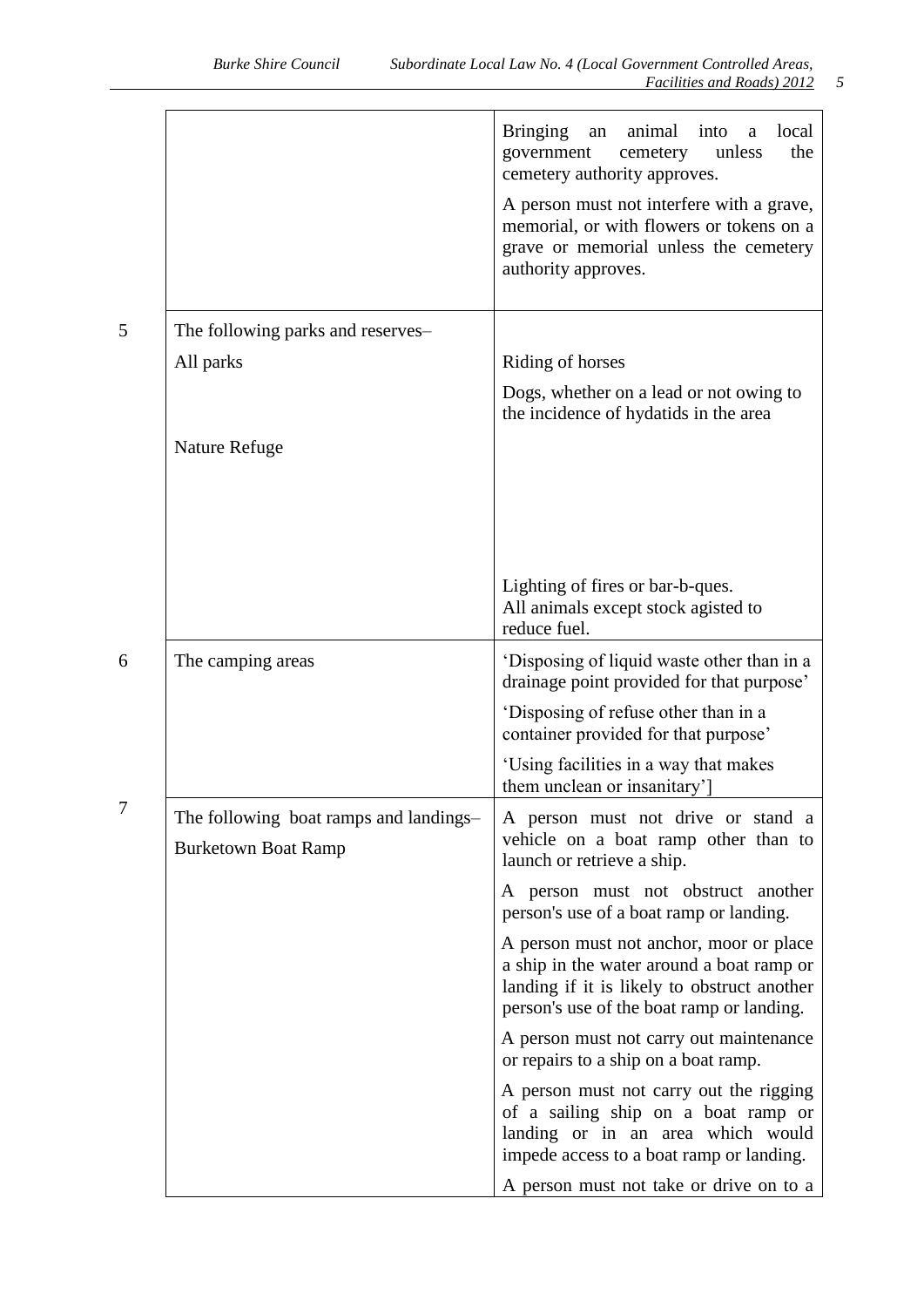| | | |
|---|---|---|
| | | Bringing an animal into a local government cemetery unless the cemetery authority approves.<br><br>A person must not interfere with a grave, memorial, or with flowers or tokens on a grave or memorial unless the cemetery authority approves. |
| 5 | The following parks and reserves–<br><br>All parks | Riding of horses<br><br>Dogs, whether on a lead or not owing to the incidence of hydatids in the area |
| | Nature Refuge | Lighting of fires or bar-b-ques.<br>All animals except stock agisted to reduce fuel. |
| 6 | The camping areas | 'Disposing of liquid waste other than in a drainage point provided for that purpose'<br><br>'Disposing of refuse other than in a container provided for that purpose'<br><br>'Using facilities in a way that makes them unclean or insanitary'] |
| 7 | The following boat ramps and landings–<br><br>Burketown Boat Ramp | A person must not drive or stand a vehicle on a boat ramp other than to launch or retrieve a ship.<br><br>A person must not obstruct another person's use of a boat ramp or landing.<br><br>A person must not anchor, moor or place a ship in the water around a boat ramp or landing if it is likely to obstruct another person's use of the boat ramp or landing.<br><br>A person must not carry out maintenance or repairs to a ship on a boat ramp.<br><br>A person must not carry out the rigging of a sailing ship on a boat ramp or landing or in an area which would impede access to a boat ramp or landing.<br><br>A person must not take or drive on to a |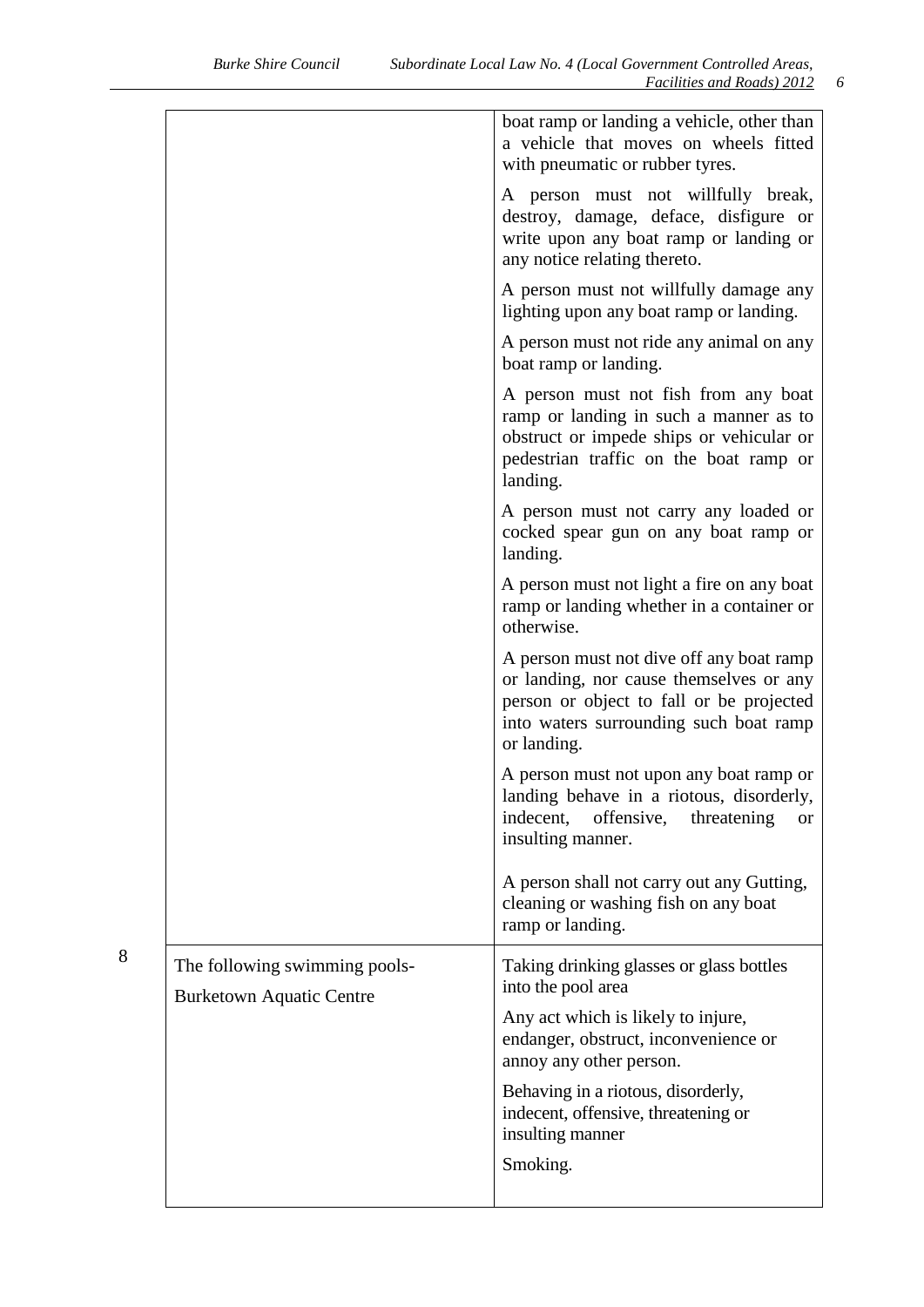| | | |
|---|---|---|
| | | boat ramp or landing a vehicle, other than a vehicle that moves on wheels fitted with pneumatic or rubber tyres.<br><br>A person must not willfully break, destroy, damage, deface, disfigure or write upon any boat ramp or landing or any notice relating thereto.<br><br>A person must not willfully damage any lighting upon any boat ramp or landing.<br><br>A person must not ride any animal on any boat ramp or landing.<br><br>A person must not fish from any boat ramp or landing in such a manner as to obstruct or impede ships or vehicular or pedestrian traffic on the boat ramp or landing.<br><br>A person must not carry any loaded or cocked spear gun on any boat ramp or landing.<br><br>A person must not light a fire on any boat ramp or landing whether in a container or otherwise.<br><br>A person must not dive off any boat ramp or landing, nor cause themselves or any person or object to fall or be projected into waters surrounding such boat ramp or landing.<br><br>A person must not upon any boat ramp or landing behave in a riotous, disorderly, indecent, offensive, threatening or insulting manner.<br><br>A person shall not carry out any Gutting, cleaning or washing fish on any boat ramp or landing. |
| 8 | The following swimming pools-<br>Burketown Aquatic Centre | Taking drinking glasses or glass bottles into the pool area<br><br>Any act which is likely to injure, endanger, obstruct, inconvenience or annoy any other person.<br><br>Behaving in a riotous, disorderly, indecent, offensive, threatening or insulting manner<br><br>Smoking. |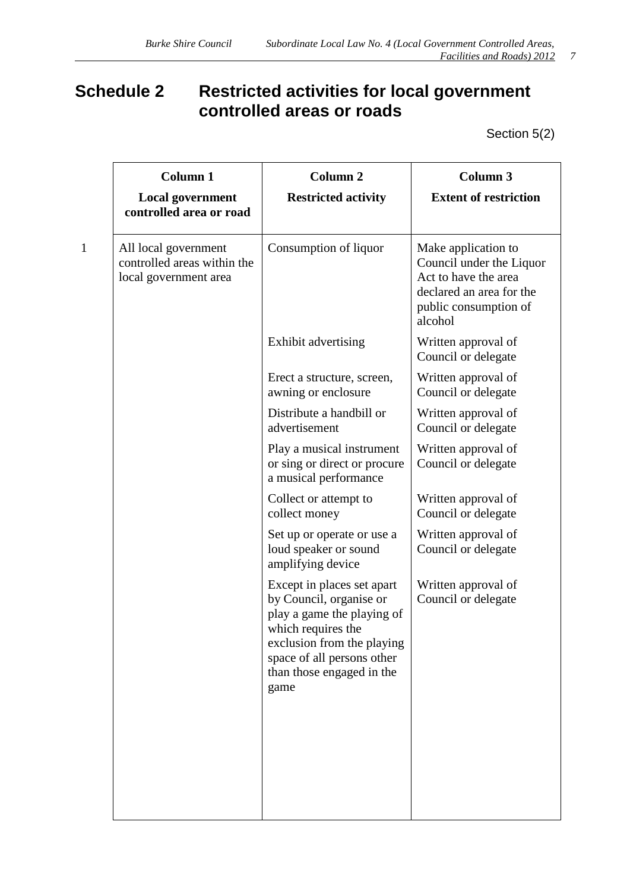# Schedule 2 Restricted activities for local government controlled areas or roads

Section 5(2)

| | Column 1<br>Local government controlled area or road | Column 2<br>Restricted activity | Column 3<br>Extent of restriction |
|---|---|---|---|
| 1 | All local government controlled areas within the local government area | Consumption of liquor | Make application to Council under the Liquor Act to have the area declared an area for the public consumption of alcohol |
| | | Exhibit advertising | Written approval of Council or delegate |
| | | Erect a structure, screen, awning or enclosure | Written approval of Council or delegate |
| | | Distribute a handbill or advertisement | Written approval of Council or delegate |
| | | Play a musical instrument or sing or direct or procure a musical performance | Written approval of Council or delegate |
| | | Collect or attempt to collect money | Written approval of Council or delegate |
| | | Set up or operate or use a loud speaker or sound amplifying device | Written approval of Council or delegate |
| | | Except in places set apart by Council, organise or play a game the playing of which requires the exclusion from the playing space of all persons other than those engaged in the game | Written approval of Council or delegate |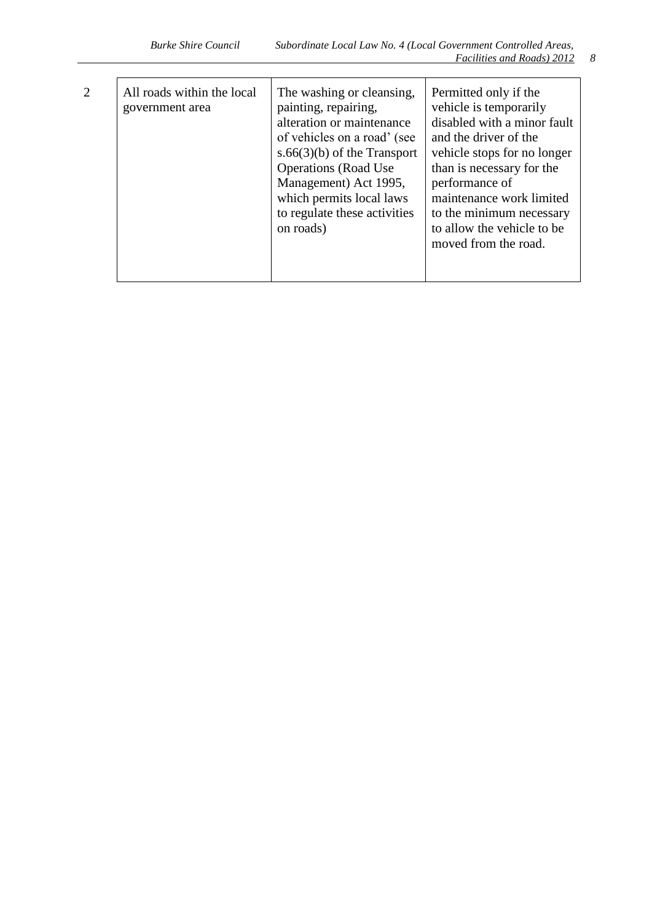| | | | |
|---|---|---|---|
| 2 | All roads within the local government area | The washing or cleansing, painting, repairing, alteration or maintenance of vehicles on a road' (see s.66(3)(b) of the Transport Operations (Road Use Management) Act 1995, which permits local laws to regulate these activities on roads) | Permitted only if the vehicle is temporarily disabled with a minor fault and the driver of the vehicle stops for no longer than is necessary for the performance of maintenance work limited to the minimum necessary to allow the vehicle to be moved from the road. |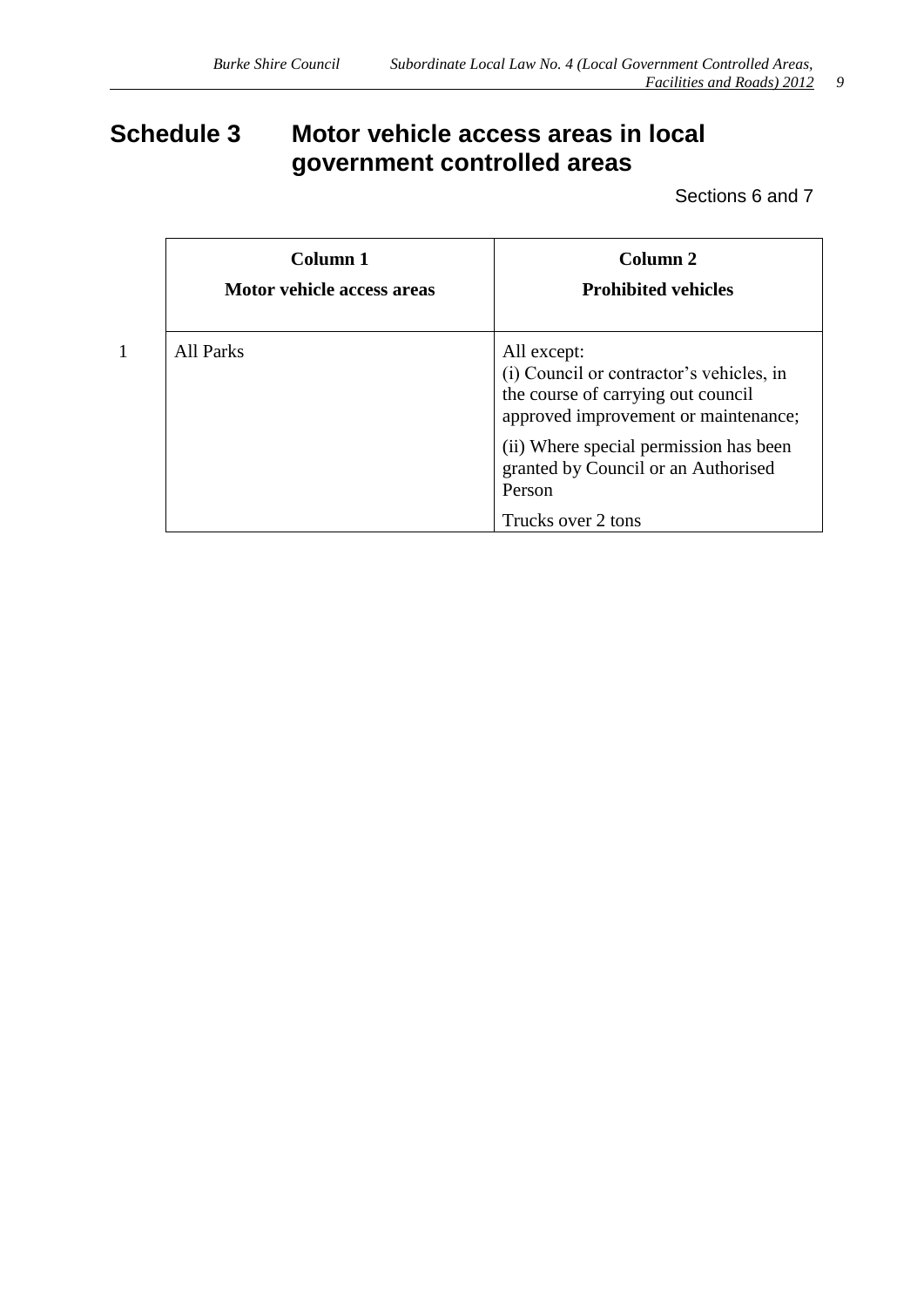# Schedule 3 Motor vehicle access areas in local government controlled areas

Sections 6 and 7

| | Column 1<br>Motor vehicle access areas | Column 2<br>Prohibited vehicles |
|---|---|---|
| 1 | All Parks | All except:<br>(i) Council or contractor's vehicles, in the course of carrying out council approved improvement or maintenance;<br>(ii) Where special permission has been granted by Council or an Authorised Person<br>Trucks over 2 tons |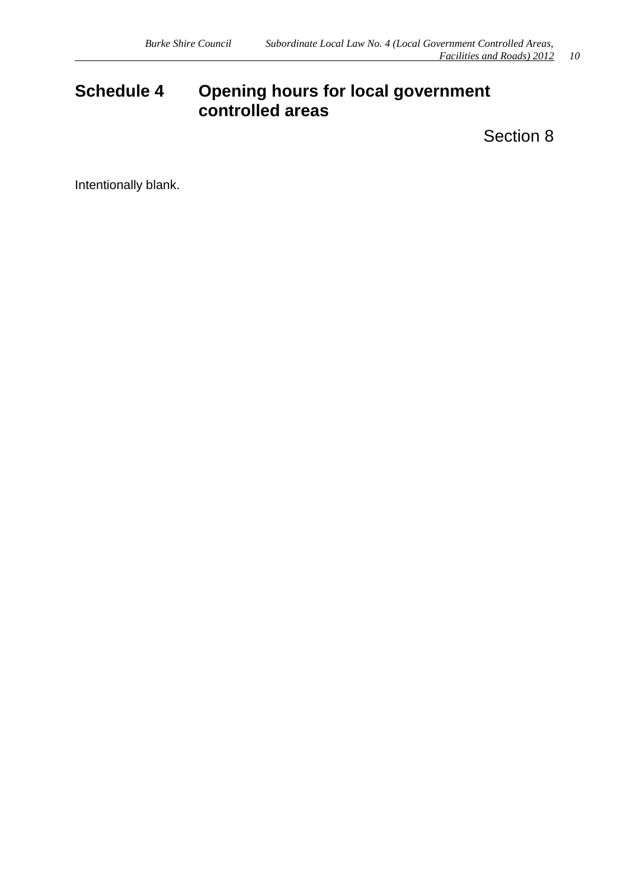# Schedule 4 Opening hours for local government controlled areas

Section 8

Intentionally blank.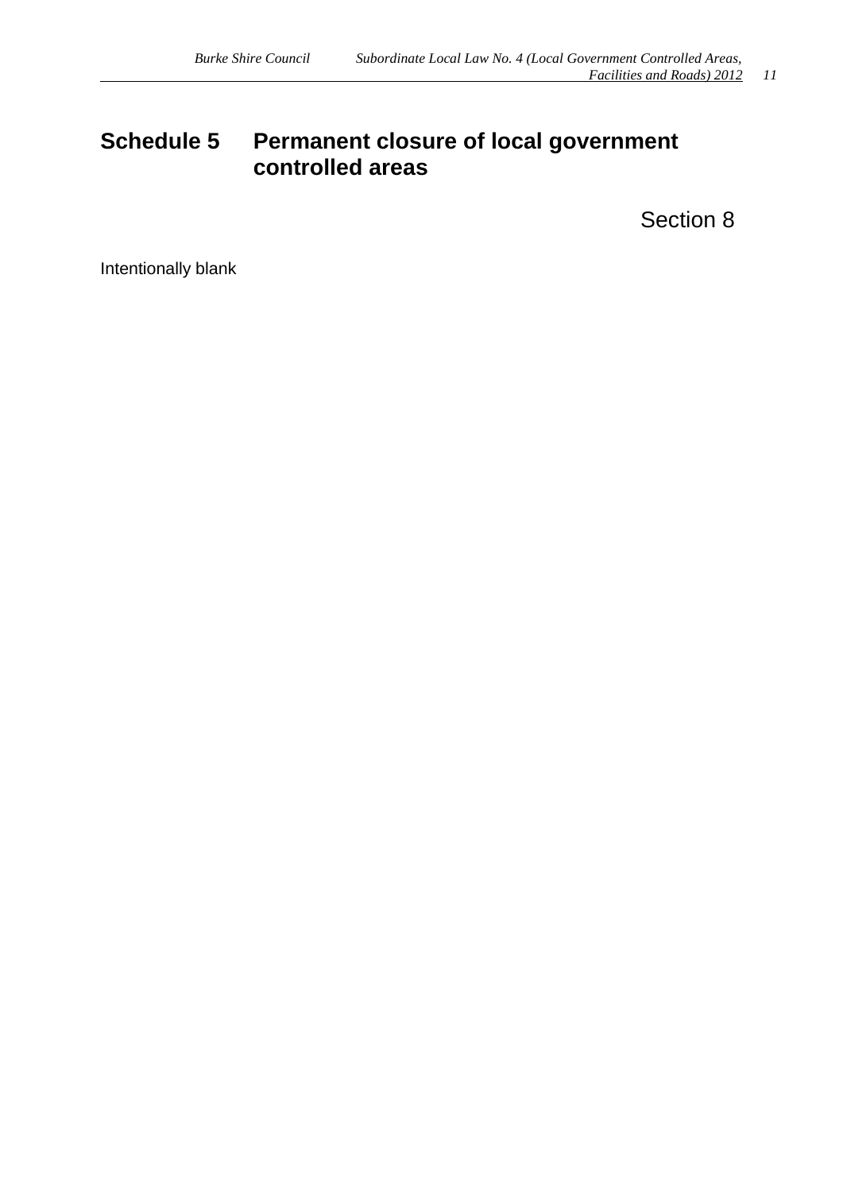# Schedule 5 Permanent closure of local government controlled areas

Section 8

Intentionally blank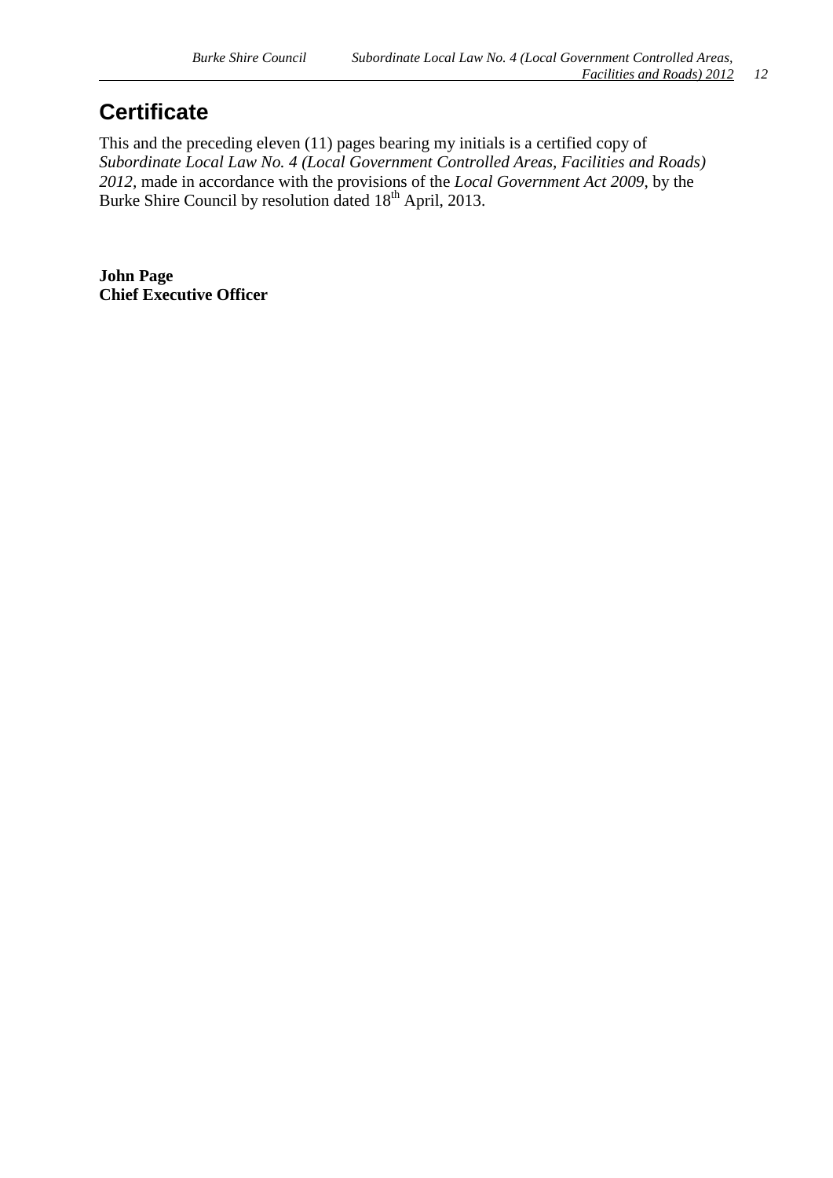# Certificate

This and the preceding eleven (11) pages bearing my initials is a certified copy of *Subordinate Local Law No. 4 (Local Government Controlled Areas, Facilities and Roads) 2012*, made in accordance with the provisions of the *Local Government Act 2009*, by the Burke Shire Council by resolution dated 18th April, 2013.

**John Page**
**Chief Executive Officer**